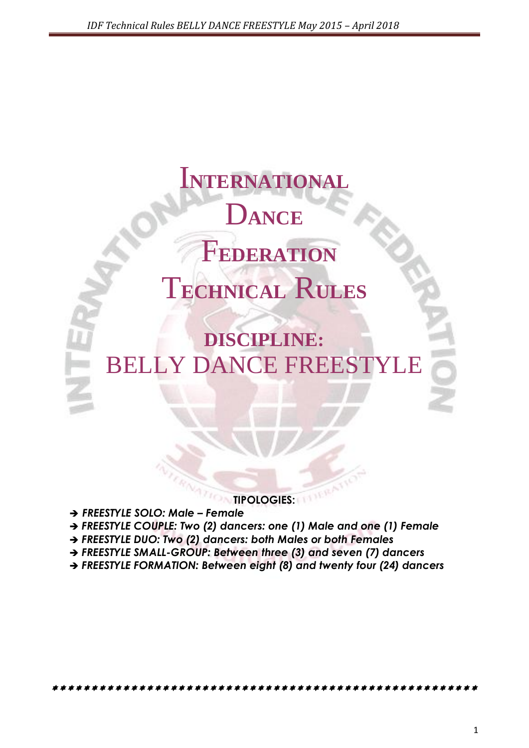# International Dance Federation Technical Rules

## DISCIPLINE: BELLY DANCE FREESTYLE

**TIPOLOGIES:**

- ➔ ***FREESTYLE SOLO: Male – Female***
- ➔ ***FREESTYLE COUPLE: Two (2) dancers: one (1) Male and one (1) Female***
- ➔ ***FREESTYLE DUO: Two (2) dancers: both Males or both Females***
- ➔ ***FREESTYLE SMALL-GROUP: Between three (3) and seven (7) dancers***
- ➔ ***FREESTYLE FORMATION: Between eight (8) and twenty four (24) dancers***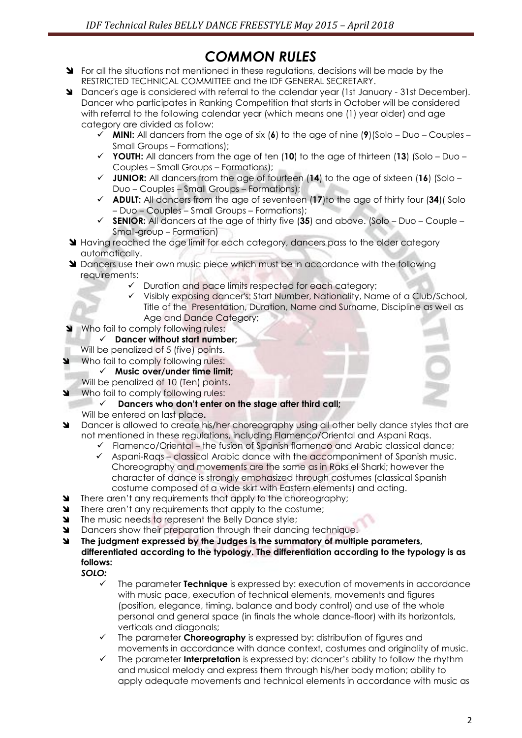# COMMON RULES

- For all the situations not mentioned in these regulations, decisions will be made by the RESTRICTED TECHNICAL COMMITTEE and the IDF GENERAL SECRETARY.
- Dancer's age is considered with referral to the calendar year (1st January - 31st December). Dancer who participates in Ranking Competition that starts in October will be considered with referral to the following calendar year (which means one (1) year older) and age category are divided as follow:
  - ✓ **MINI:** All dancers from the age of six (**6**) to the age of nine (**9**)(Solo – Duo – Couples – Small Groups – Formations);
  - ✓ **YOUTH:** All dancers from the age of ten (**10**) to the age of thirteen (**13**) (Solo – Duo – Couples – Small Groups – Formations);
  - ✓ **JUNIOR:** All dancers from the age of fourteen (**14**) to the age of sixteen (**16**) (Solo – Duo – Couples – Small Groups – Formations);
  - ✓ **ADULT:** All dancers from the age of seventeen (**17**)to the age of thirty four (**34**)( Solo – Duo – Couples – Small Groups – Formations);
  - ✓ **SENIOR:** All dancers at the age of thirty five (**35**) and above. (Solo – Duo – Couple – Small-group – Formation)
- Having reached the age limit for each category, dancers pass to the older category automatically.
- Dancers use their own music piece which must be in accordance with the following requirements:
  - ✓ Duration and pace limits respected for each category;
  - ✓ Visibly exposing dancer's: Start Number, Nationality, Name of a Club/School, Title of the Presentation, Duration, Name and Surname, Discipline as well as Age and Dance Category;
- Who fail to comply following rules:
  - ✓ **Dancer without start number;**

  Will be penalized of 5 (five) points.
- Who fail to comply following rules:
  - ✓ **Music over/under time limit;**

  Will be penalized of 10 (Ten) points.
- Who fail to comply following rules:
  - ✓ **Dancers who don't enter on the stage after third call;**

  Will be entered on last place**.**
- Dancer is allowed to create his/her choreography using all other belly dance styles that are not mentioned in these regulations, including Flamenco/Oriental and Aspani Raqs.
  - ✓ Flamenco/Oriental – the fusion of Spanish flamenco and Arabic classical dance;
  - ✓ Aspani-Raqs – classical Arabic dance with the accompaniment of Spanish music. Choreography and movements are the same as in Raks el Sharki; however the character of dance is strongly emphasized through costumes (classical Spanish costume composed of a wide skirt with Eastern elements) and acting.
- There aren't any requirements that apply to the choreography;
- There aren't any requirements that apply to the costume;
- The music needs to represent the Belly Dance style;
- Dancers show their preparation through their dancing technique.
- **The judgment expressed by the Judges is the summatory of multiple parameters, differentiated according to the typology. The differentiation according to the typology is as follows:**

  ***SOLO:***
  - ✓ The parameter **Technique** is expressed by: execution of movements in accordance with music pace, execution of technical elements, movements and figures (position, elegance, timing, balance and body control) and use of the whole personal and general space (in finals the whole dance-floor) with its horizontals, verticals and diagonals;
  - ✓ The parameter **Choreography** is expressed by: distribution of figures and movements in accordance with dance context, costumes and originality of music.
  - ✓ The parameter **Interpretation** is expressed by: dancer's ability to follow the rhythm and musical melody and express them through his/her body motion; ability to apply adequate movements and technical elements in accordance with music as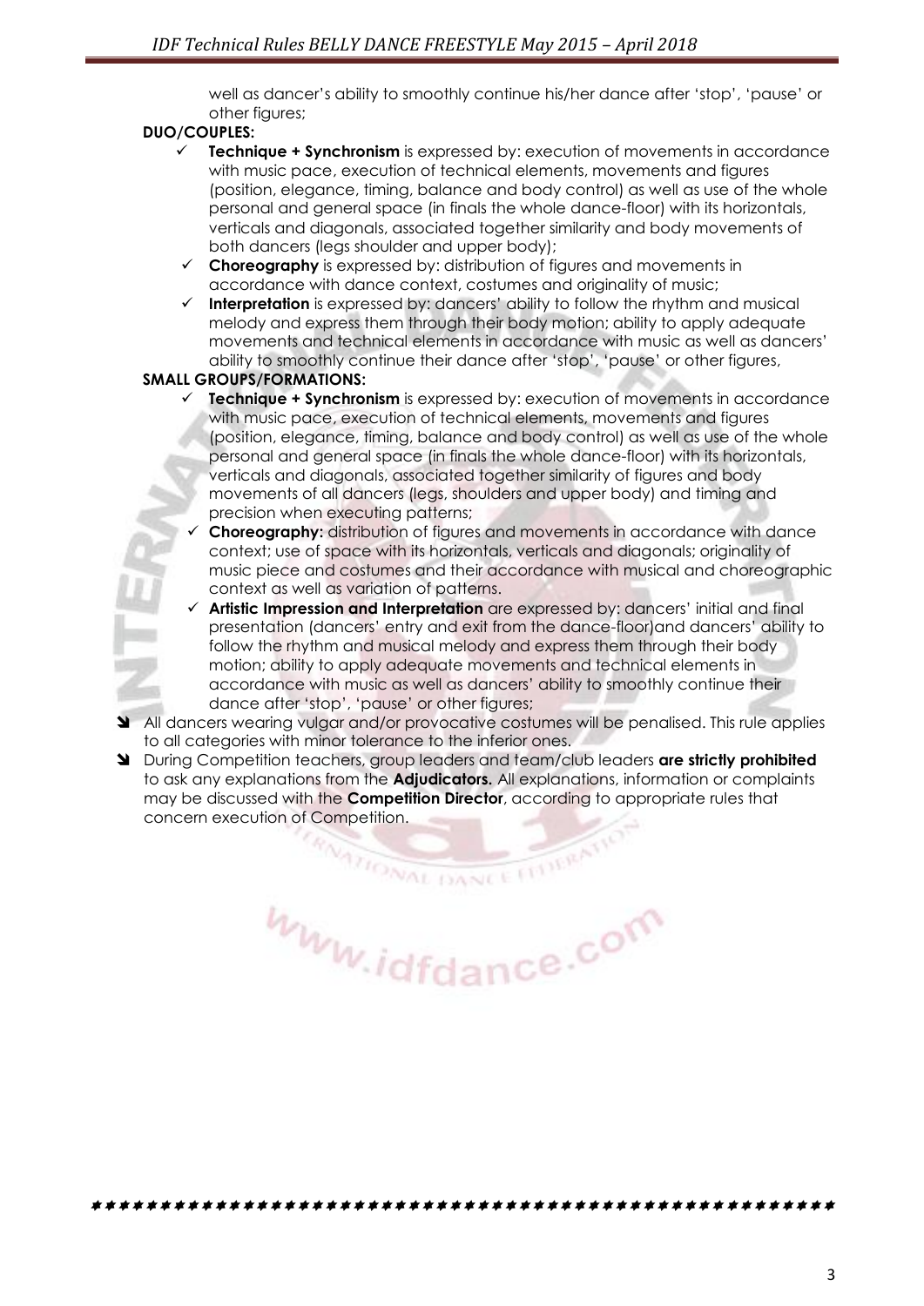well as dancer's ability to smoothly continue his/her dance after 'stop', 'pause' or other figures;

**DUO/COUPLES:**

- ✓ **Technique + Synchronism** is expressed by: execution of movements in accordance with music pace, execution of technical elements, movements and figures (position, elegance, timing, balance and body control) as well as use of the whole personal and general space (in finals the whole dance-floor) with its horizontals, verticals and diagonals, associated together similarity and body movements of both dancers (legs shoulder and upper body);
- ✓ **Choreography** is expressed by: distribution of figures and movements in accordance with dance context, costumes and originality of music;
- ✓ **Interpretation** is expressed by: dancers' ability to follow the rhythm and musical melody and express them through their body motion; ability to apply adequate movements and technical elements in accordance with music as well as dancers' ability to smoothly continue their dance after 'stop', 'pause' or other figures,

**SMALL GROUPS/FORMATIONS:**

- ✓ **Technique + Synchronism** is expressed by: execution of movements in accordance with music pace, execution of technical elements, movements and figures (position, elegance, timing, balance and body control) as well as use of the whole personal and general space (in finals the whole dance-floor) with its horizontals, verticals and diagonals, associated together similarity of figures and body movements of all dancers (legs, shoulders and upper body) and timing and precision when executing patterns;
- ✓ **Choreography:** distribution of figures and movements in accordance with dance context; use of space with its horizontals, verticals and diagonals; originality of music piece and costumes and their accordance with musical and choreographic context as well as variation of patterns.
- ✓ **Artistic Impression and Interpretation** are expressed by: dancers' initial and final presentation (dancers' entry and exit from the dance-floor)and dancers' ability to follow the rhythm and musical melody and express them through their body motion; ability to apply adequate movements and technical elements in accordance with music as well as dancers' ability to smoothly continue their dance after 'stop', 'pause' or other figures;

- All dancers wearing vulgar and/or provocative costumes will be penalised. This rule applies to all categories with minor tolerance to the inferior ones.
- During Competition teachers, group leaders and team/club leaders **are strictly prohibited** to ask any explanations from the **Adjudicators.** All explanations, information or complaints may be discussed with the **Competition Director**, according to appropriate rules that concern execution of Competition.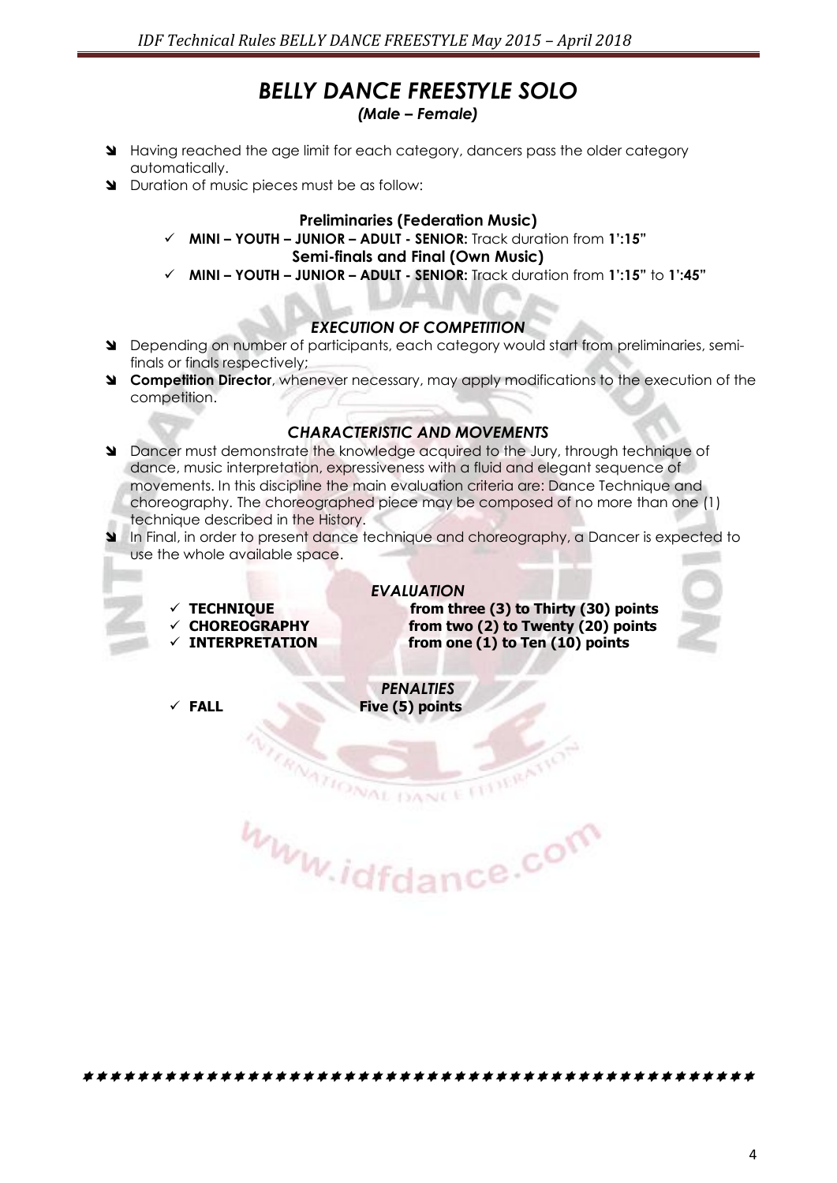# *BELLY DANCE FREESTYLE SOLO*

***(Male – Female)***

- Having reached the age limit for each category, dancers pass the older category automatically.
- Duration of music pieces must be as follow:

**Preliminaries (Federation Music)**

- ✓ **MINI – YOUTH – JUNIOR – ADULT - SENIOR:** Track duration from **1':15"**

**Semi-finals and Final (Own Music)**

- ✓ **MINI – YOUTH – JUNIOR – ADULT - SENIOR:** Track duration from **1':15"** to **1':45"**

## *EXECUTION OF COMPETITION*

- Depending on number of participants, each category would start from preliminaries, semi-finals or finals respectively;
- **Competition Director**, whenever necessary, may apply modifications to the execution of the competition.

## *CHARACTERISTIC AND MOVEMENTS*

- Dancer must demonstrate the knowledge acquired to the Jury, through technique of dance, music interpretation, expressiveness with a fluid and elegant sequence of movements. In this discipline the main evaluation criteria are: Dance Technique and choreography. The choreographed piece may be composed of no more than one (1) technique described in the History.
- In Final, in order to present dance technique and choreography, a Dancer is expected to use the whole available space.

## *EVALUATION*

- ✓ **TECHNIQUE** — **from three (3) to Thirty (30) points**
- ✓ **CHOREOGRAPHY** — **from two (2) to Twenty (20) points**
- ✓ **INTERPRETATION** — **from one (1) to Ten (10) points**

## *PENALTIES*

- ✓ **FALL** — **Five (5) points**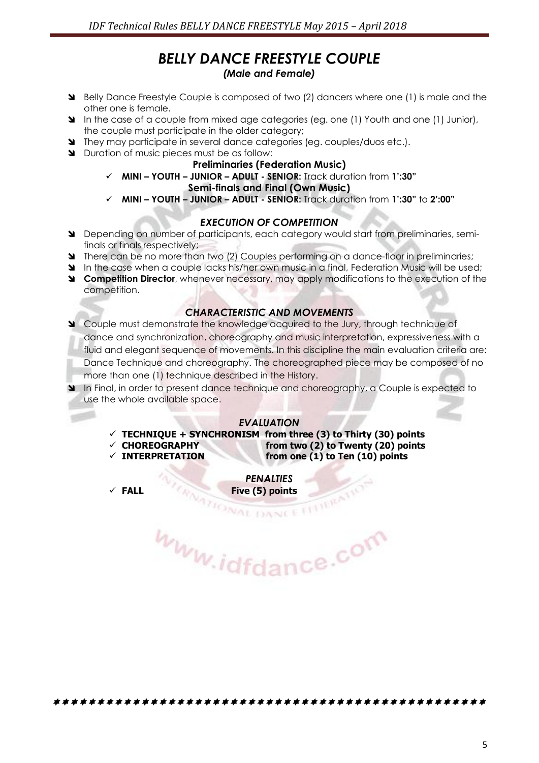# *BELLY DANCE FREESTYLE COUPLE*

### *(Male and Female)*

- Belly Dance Freestyle Couple is composed of two (2) dancers where one (1) is male and the other one is female.
- In the case of a couple from mixed age categories (eg. one (1) Youth and one (1) Junior), the couple must participate in the older category;
- They may participate in several dance categories (eg. couples/duos etc.).
- Duration of music pieces must be as follow:

**Preliminaries (Federation Music)**

- ✓ **MINI – YOUTH – JUNIOR – ADULT - SENIOR:** Track duration from **1':30"**

**Semi-finals and Final (Own Music)**

- ✓ **MINI – YOUTH – JUNIOR – ADULT - SENIOR:** Track duration from **1':30"** to **2':00"**

## *EXECUTION OF COMPETITION*

- Depending on number of participants, each category would start from preliminaries, semi-finals or finals respectively;
- There can be no more than two (2) Couples performing on a dance-floor in preliminaries;
- In the case when a couple lacks his/her own music in a final, Federation Music will be used;
- **Competition Director**, whenever necessary, may apply modifications to the execution of the competition.

## *CHARACTERISTIC AND MOVEMENTS*

- Couple must demonstrate the knowledge acquired to the Jury, through technique of dance and synchronization, choreography and music interpretation, expressiveness with a fluid and elegant sequence of movements. In this discipline the main evaluation criteria are: Dance Technique and choreography. The choreographed piece may be composed of no more than one (1) technique described in the History.
- In Final, in order to present dance technique and choreography, a Couple is expected to use the whole available space.

## *EVALUATION*

- ✓ **TECHNIQUE + SYNCHRONISM from three (3) to Thirty (30) points**
- ✓ **CHOREOGRAPHY from two (2) to Twenty (20) points**
- ✓ **INTERPRETATION from one (1) to Ten (10) points**

## *PENALTIES*

- ✓ **FALL Five (5) points**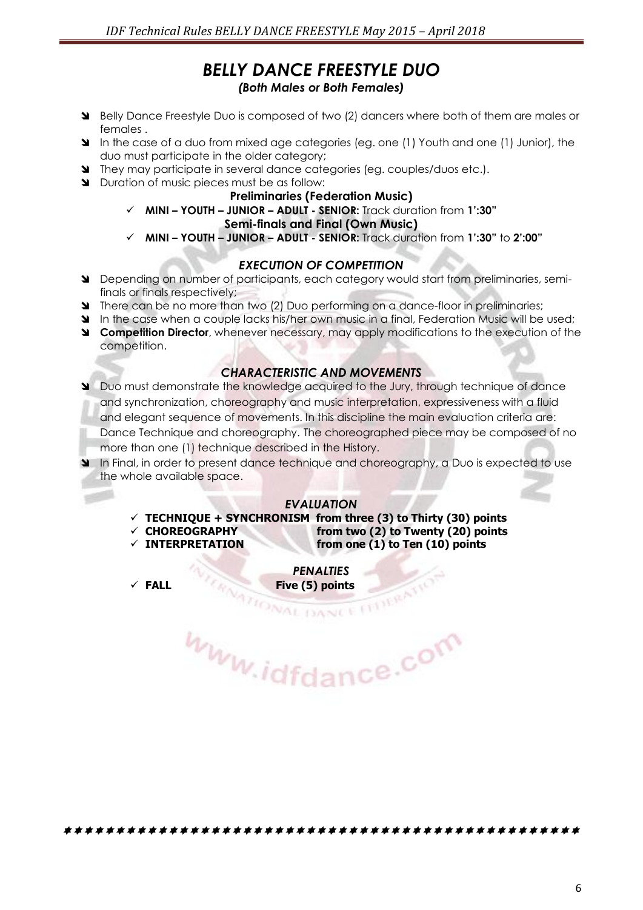# *BELLY DANCE FREESTYLE DUO*

***(Both Males or Both Females)***

- Belly Dance Freestyle Duo is composed of two (2) dancers where both of them are males or females .
- In the case of a duo from mixed age categories (eg. one (1) Youth and one (1) Junior), the duo must participate in the older category;
- They may participate in several dance categories (eg. couples/duos etc.).
- Duration of music pieces must be as follow:

**Preliminaries (Federation Music)**

- ✓ **MINI – YOUTH – JUNIOR – ADULT - SENIOR:** Track duration from **1':30"**

**Semi-finals and Final (Own Music)**

- ✓ **MINI – YOUTH – JUNIOR – ADULT - SENIOR:** Track duration from **1':30"** to **2':00"**

## *EXECUTION OF COMPETITION*

- Depending on number of participants, each category would start from preliminaries, semi-finals or finals respectively;
- There can be no more than two (2) Duo performing on a dance-floor in preliminaries;
- In the case when a couple lacks his/her own music in a final, Federation Music will be used;
- **Competition Director**, whenever necessary, may apply modifications to the execution of the competition.

## *CHARACTERISTIC AND MOVEMENTS*

- Duo must demonstrate the knowledge acquired to the Jury, through technique of dance and synchronization, choreography and music interpretation, expressiveness with a fluid and elegant sequence of movements. In this discipline the main evaluation criteria are: Dance Technique and choreography. The choreographed piece may be composed of no more than one (1) technique described in the History.
- In Final, in order to present dance technique and choreography, a Duo is expected to use the whole available space.

## *EVALUATION*

- ✓ **TECHNIQUE + SYNCHRONISM** **from three (3) to Thirty (30) points**
- ✓ **CHOREOGRAPHY** **from two (2) to Twenty (20) points**
- ✓ **INTERPRETATION** **from one (1) to Ten (10) points**

## *PENALTIES*

- ✓ **FALL** **Five (5) points**

www.idfdance.com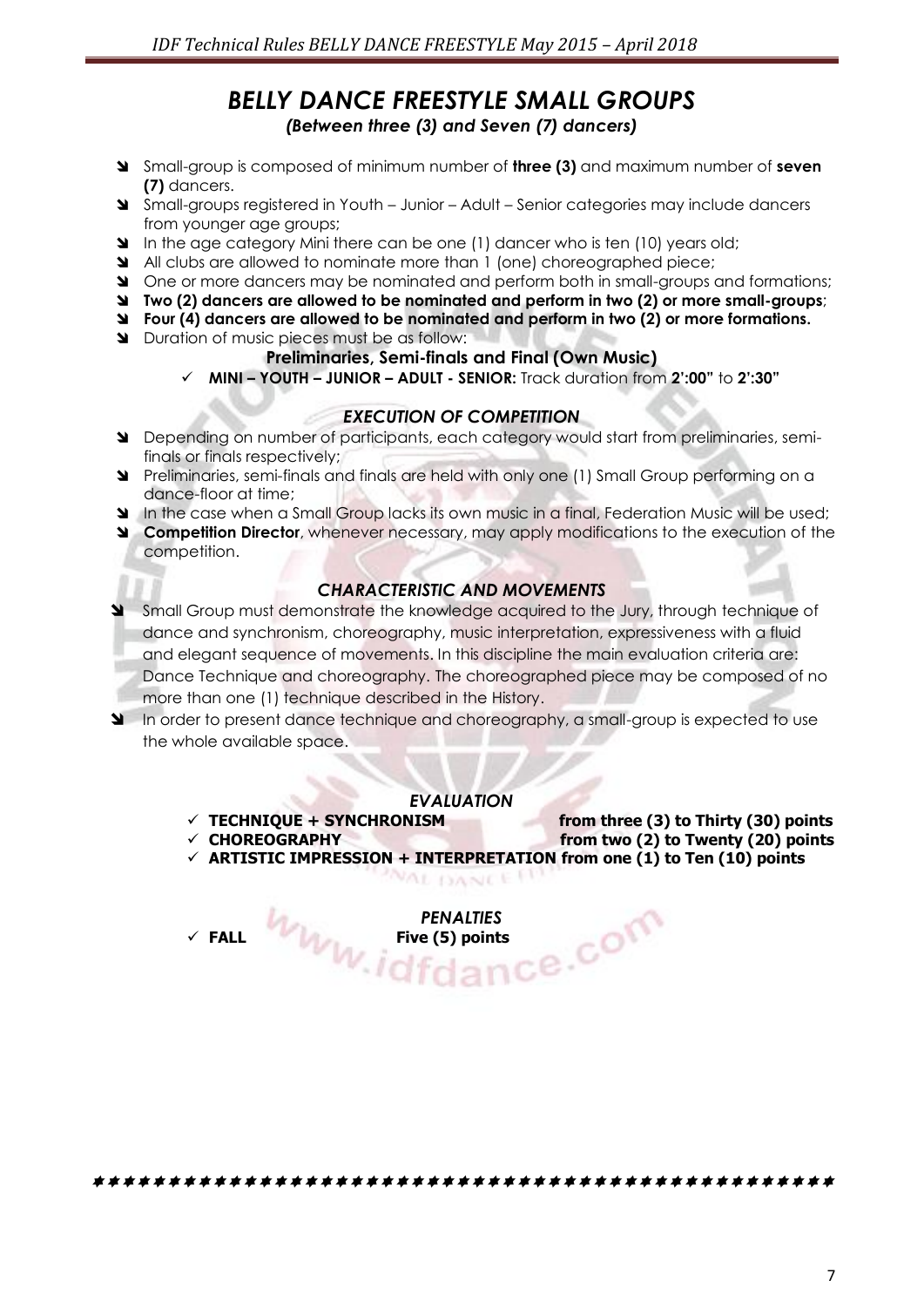# *BELLY DANCE FREESTYLE SMALL GROUPS*

***(Between three (3) and Seven (7) dancers)***

- Small-group is composed of minimum number of **three (3)** and maximum number of **seven (7)** dancers.
- Small-groups registered in Youth – Junior – Adult – Senior categories may include dancers from younger age groups;
- In the age category Mini there can be one (1) dancer who is ten (10) years old;
- All clubs are allowed to nominate more than 1 (one) choreographed piece;
- One or more dancers may be nominated and perform both in small-groups and formations;
- **Two (2) dancers are allowed to be nominated and perform in two (2) or more small-groups**;
- **Four (4) dancers are allowed to be nominated and perform in two (2) or more formations.**
- Duration of music pieces must be as follow:

**Preliminaries, Semi-finals and Final (Own Music)**

- ✓ **MINI – YOUTH – JUNIOR – ADULT - SENIOR:** Track duration from **2':00"** to **2':30"**

## *EXECUTION OF COMPETITION*

- Depending on number of participants, each category would start from preliminaries, semi-finals or finals respectively;
- Preliminaries, semi-finals and finals are held with only one (1) Small Group performing on a dance-floor at time;
- In the case when a Small Group lacks its own music in a final, Federation Music will be used;
- **Competition Director**, whenever necessary, may apply modifications to the execution of the competition.

## *CHARACTERISTIC AND MOVEMENTS*

- Small Group must demonstrate the knowledge acquired to the Jury, through technique of dance and synchronism, choreography, music interpretation, expressiveness with a fluid and elegant sequence of movements. In this discipline the main evaluation criteria are: Dance Technique and choreography. The choreographed piece may be composed of no more than one (1) technique described in the History.
- In order to present dance technique and choreography, a small-group is expected to use the whole available space.

## *EVALUATION*

- ✓ **TECHNIQUE + SYNCHRONISM** **from three (3) to Thirty (30) points**
- ✓ **CHOREOGRAPHY** **from two (2) to Twenty (20) points**
- ✓ **ARTISTIC IMPRESSION + INTERPRETATION from one (1) to Ten (10) points**

## *PENALTIES*

- ✓ **FALL** **Five (5) points**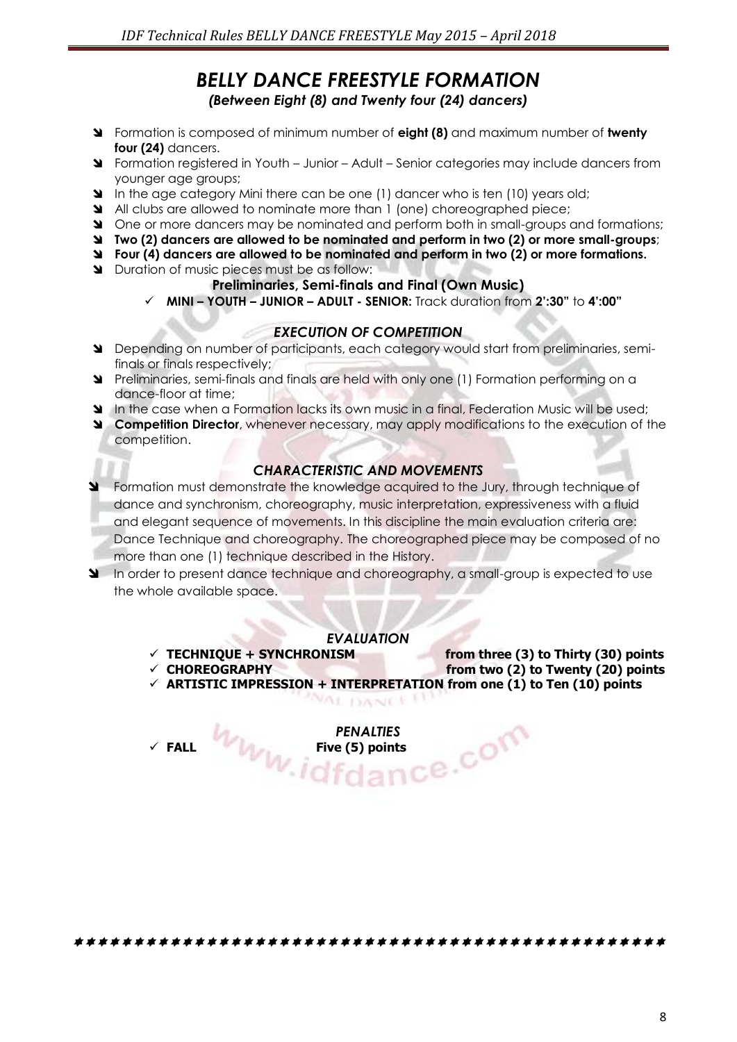# *BELLY DANCE FREESTYLE FORMATION*
### *(Between Eight (8) and Twenty four (24) dancers)*

- Formation is composed of minimum number of **eight (8)** and maximum number of **twenty four (24)** dancers.
- Formation registered in Youth – Junior – Adult – Senior categories may include dancers from younger age groups;
- In the age category Mini there can be one (1) dancer who is ten (10) years old;
- All clubs are allowed to nominate more than 1 (one) choreographed piece;
- One or more dancers may be nominated and perform both in small-groups and formations;
- **Two (2) dancers are allowed to be nominated and perform in two (2) or more small-groups**;
- **Four (4) dancers are allowed to be nominated and perform in two (2) or more formations.**
- Duration of music pieces must be as follow:

**Preliminaries, Semi-finals and Final (Own Music)**

- ✓ **MINI – YOUTH – JUNIOR – ADULT - SENIOR:** Track duration from **2':30"** to **4':00"**

## *EXECUTION OF COMPETITION*

- Depending on number of participants, each category would start from preliminaries, semi-finals or finals respectively;
- Preliminaries, semi-finals and finals are held with only one (1) Formation performing on a dance-floor at time;
- In the case when a Formation lacks its own music in a final, Federation Music will be used;
- **Competition Director**, whenever necessary, may apply modifications to the execution of the competition.

## *CHARACTERISTIC AND MOVEMENTS*

- Formation must demonstrate the knowledge acquired to the Jury, through technique of dance and synchronism, choreography, music interpretation, expressiveness with a fluid and elegant sequence of movements. In this discipline the main evaluation criteria are: Dance Technique and choreography. The choreographed piece may be composed of no more than one (1) technique described in the History.
- In order to present dance technique and choreography, a small-group is expected to use the whole available space.

## *EVALUATION*

- ✓ **TECHNIQUE + SYNCHRONISM** **from three (3) to Thirty (30) points**
- ✓ **CHOREOGRAPHY** **from two (2) to Twenty (20) points**
- ✓ **ARTISTIC IMPRESSION + INTERPRETATION from one (1) to Ten (10) points**

## *PENALTIES*

- ✓ **FALL** **Five (5) points**

\* \* \* \* \* \* \* \* \* \* \* \* \* \* \* \* \* \* \* \* \* \* \* \* \* \* \* \* \* \* \* \* \* \* \* \* \* \* \* \* \* \* \* \* \* \* \* \* \* \* \* \* \* \*